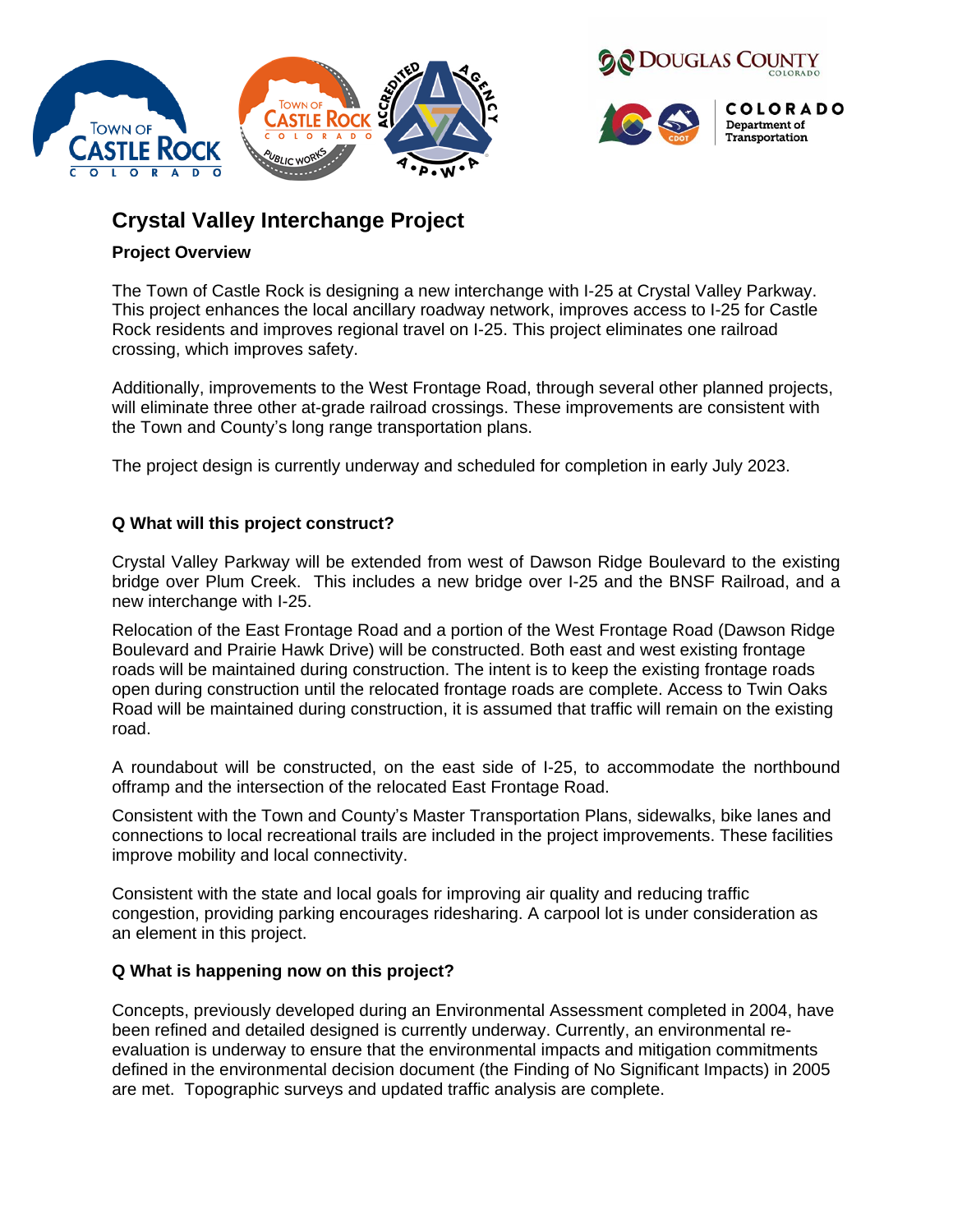# Crystal Valley Interchange Project

## Project Overview

The Town of Castle Rock is designing a new interchange with I-25 at Crystal Valley Parkway. This project enhances the local ancillary roadway network, improves access to I-25 for Castle Rock residents and improves regional travel on I-25. This project eliminates one railroad crossing, which improves safety.

Additionally, improvements to the West Frontage Road, through several other planned projects, will eliminate three other at-grade railroad crossings. These improvements are consistent with the Town and County's long range transportation plans.

The project design is currently underway and scheduled for completion in early July 2023.

### Q What will this project construct?

Crystal Valley Parkway will be extended from west of Dawson Ridge Boulevard to the existing bridge over Plum Creek. This includes a new bridge over I-25 and the BNSF Railroad, and a new interchange with I-25.

Relocation of the East Frontage Road and a portion of the West Frontage Road (Dawson Ridge Boulevard and Prairie Hawk Drive) will be constructed. Both east and west existing frontage roads will be maintained during construction. The intent is to keep the existing frontage roads open during construction until the relocated frontage roads are complete. Access to Twin Oaks Road will be maintained during construction, it is assumed that traffic will remain on the existing road.

A roundabout will be constructed, on the east side of I-25, to accommodate the northbound offramp and the intersection of the relocated East Frontage Road.

Consistent with the Town and County's Master Transportation Plans, sidewalks, bike lanes and connections to local recreational trails are included in the project improvements. These facilities improve mobility and local connectivity.

Consistent with the state and local goals for improving air quality and reducing traffic congestion, providing parking encourages ridesharing. A carpool lot is under consideration as an element in this project.

### Q What is happening now on this project?

Concepts, previously developed during an Environmental Assessment completed in 2004, have been refined and detailed designed is currently underway. Currently, an environmental re-evaluation is underway to ensure that the environmental impacts and mitigation commitments defined in the environmental decision document (the Finding of No Significant Impacts) in 2005 are met. Topographic surveys and updated traffic analysis are complete.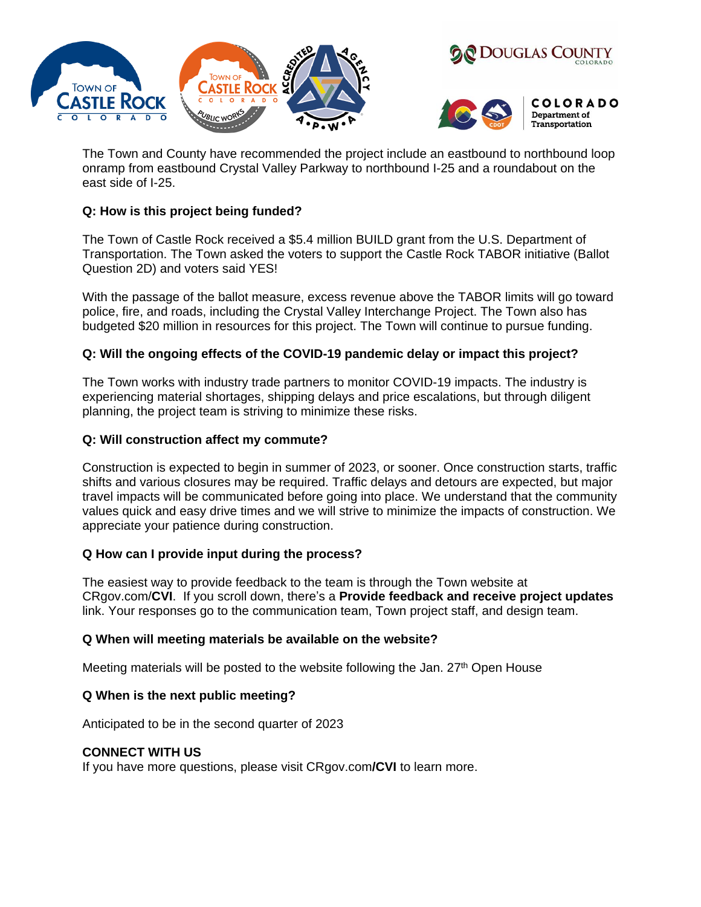The Town and County have recommended the project include an eastbound to northbound loop onramp from eastbound Crystal Valley Parkway to northbound I-25 and a roundabout on the east side of I-25.

**Q: How is this project being funded?**

The Town of Castle Rock received a $5.4 million BUILD grant from the U.S. Department of Transportation. The Town asked the voters to support the Castle Rock TABOR initiative (Ballot Question 2D) and voters said YES!

With the passage of the ballot measure, excess revenue above the TABOR limits will go toward police, fire, and roads, including the Crystal Valley Interchange Project. The Town also has budgeted $20 million in resources for this project. The Town will continue to pursue funding.

**Q: Will the ongoing effects of the COVID-19 pandemic delay or impact this project?**

The Town works with industry trade partners to monitor COVID-19 impacts. The industry is experiencing material shortages, shipping delays and price escalations, but through diligent planning, the project team is striving to minimize these risks.

**Q: Will construction affect my commute?**

Construction is expected to begin in summer of 2023, or sooner. Once construction starts, traffic shifts and various closures may be required. Traffic delays and detours are expected, but major travel impacts will be communicated before going into place. We understand that the community values quick and easy drive times and we will strive to minimize the impacts of construction. We appreciate your patience during construction.

**Q How can I provide input during the process?**

The easiest way to provide feedback to the team is through the Town website at CRgov.com/**CVI**. If you scroll down, there's a **Provide feedback and receive project updates** link. Your responses go to the communication team, Town project staff, and design team.

**Q When will meeting materials be available on the website?**

Meeting materials will be posted to the website following the Jan. 27th Open House

**Q When is the next public meeting?**

Anticipated to be in the second quarter of 2023

**CONNECT WITH US**

If you have more questions, please visit CRgov.com**/CVI** to learn more.